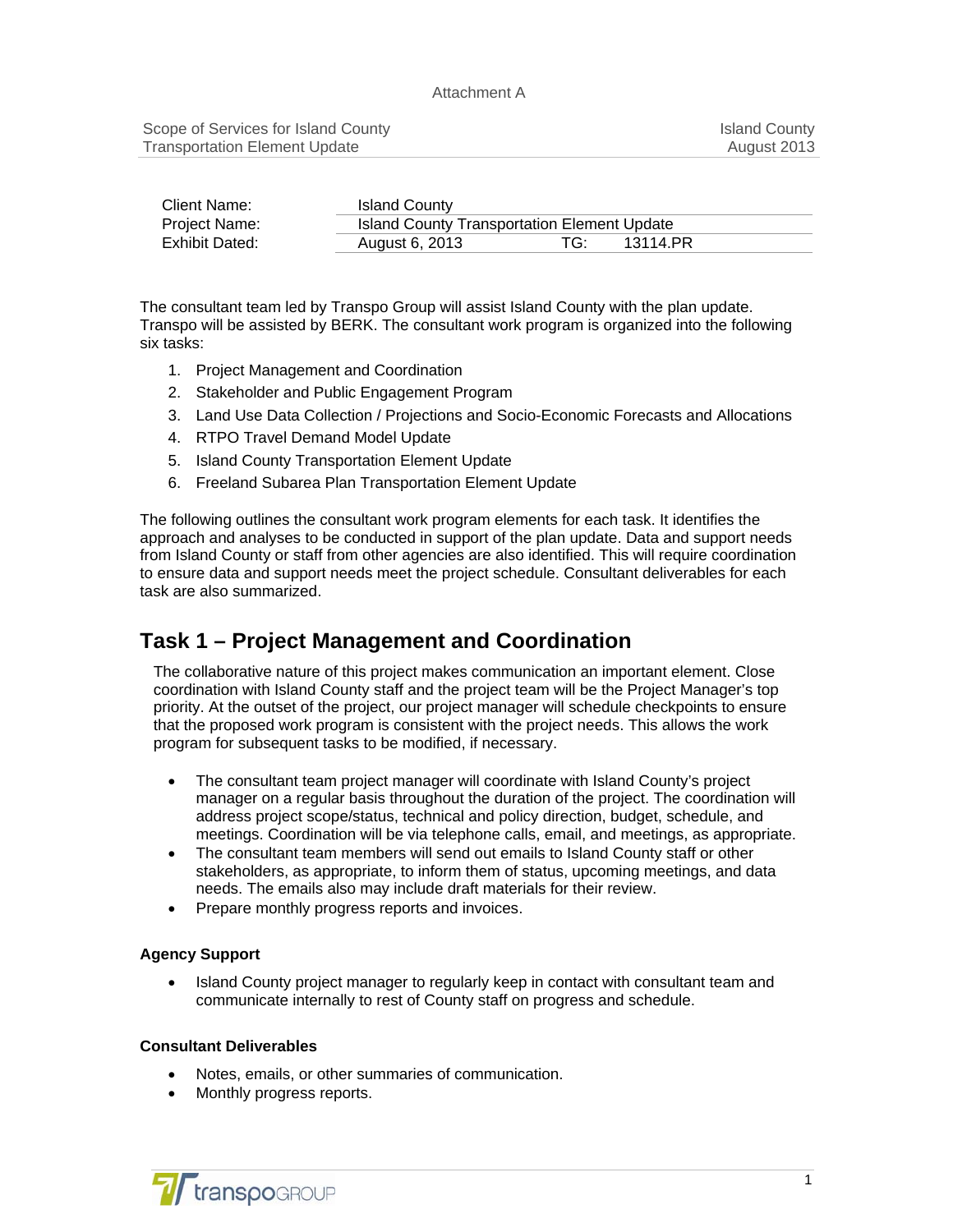Attachment A

Scope of Services for Island County Transportation Element Update — Island County, August 2013

| | | | |
|---|---|---|---|
| Client Name: | Island County | | |
| Project Name: | Island County Transportation Element Update | | |
| Exhibit Dated: | August 6, 2013 | TG: | 13114.PR |

The consultant team led by Transpo Group will assist Island County with the plan update. Transpo will be assisted by BERK. The consultant work program is organized into the following six tasks:

1. Project Management and Coordination
2. Stakeholder and Public Engagement Program
3. Land Use Data Collection / Projections and Socio-Economic Forecasts and Allocations
4. RTPO Travel Demand Model Update
5. Island County Transportation Element Update
6. Freeland Subarea Plan Transportation Element Update

The following outlines the consultant work program elements for each task. It identifies the approach and analyses to be conducted in support of the plan update. Data and support needs from Island County or staff from other agencies are also identified. This will require coordination to ensure data and support needs meet the project schedule. Consultant deliverables for each task are also summarized.

## Task 1 – Project Management and Coordination

The collaborative nature of this project makes communication an important element. Close coordination with Island County staff and the project team will be the Project Manager's top priority. At the outset of the project, our project manager will schedule checkpoints to ensure that the proposed work program is consistent with the project needs. This allows the work program for subsequent tasks to be modified, if necessary.

- The consultant team project manager will coordinate with Island County's project manager on a regular basis throughout the duration of the project. The coordination will address project scope/status, technical and policy direction, budget, schedule, and meetings. Coordination will be via telephone calls, email, and meetings, as appropriate.
- The consultant team members will send out emails to Island County staff or other stakeholders, as appropriate, to inform them of status, upcoming meetings, and data needs. The emails also may include draft materials for their review.
- Prepare monthly progress reports and invoices.

### Agency Support

- Island County project manager to regularly keep in contact with consultant team and communicate internally to rest of County staff on progress and schedule.

### Consultant Deliverables

- Notes, emails, or other summaries of communication.
- Monthly progress reports.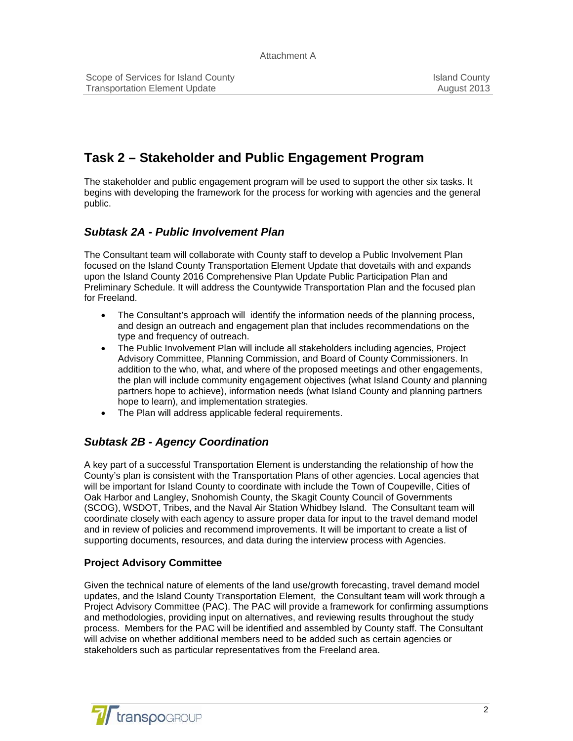# Task 2 – Stakeholder and Public Engagement Program

The stakeholder and public engagement program will be used to support the other six tasks. It begins with developing the framework for the process for working with agencies and the general public.

## *Subtask 2A - Public Involvement Plan*

The Consultant team will collaborate with County staff to develop a Public Involvement Plan focused on the Island County Transportation Element Update that dovetails with and expands upon the Island County 2016 Comprehensive Plan Update Public Participation Plan and Preliminary Schedule. It will address the Countywide Transportation Plan and the focused plan for Freeland.

- The Consultant's approach will identify the information needs of the planning process, and design an outreach and engagement plan that includes recommendations on the type and frequency of outreach.
- The Public Involvement Plan will include all stakeholders including agencies, Project Advisory Committee, Planning Commission, and Board of County Commissioners. In addition to the who, what, and where of the proposed meetings and other engagements, the plan will include community engagement objectives (what Island County and planning partners hope to achieve), information needs (what Island County and planning partners hope to learn), and implementation strategies.
- The Plan will address applicable federal requirements.

## *Subtask 2B - Agency Coordination*

A key part of a successful Transportation Element is understanding the relationship of how the County's plan is consistent with the Transportation Plans of other agencies. Local agencies that will be important for Island County to coordinate with include the Town of Coupeville, Cities of Oak Harbor and Langley, Snohomish County, the Skagit County Council of Governments (SCOG), WSDOT, Tribes, and the Naval Air Station Whidbey Island. The Consultant team will coordinate closely with each agency to assure proper data for input to the travel demand model and in review of policies and recommend improvements. It will be important to create a list of supporting documents, resources, and data during the interview process with Agencies.

### Project Advisory Committee

Given the technical nature of elements of the land use/growth forecasting, travel demand model updates, and the Island County Transportation Element, the Consultant team will work through a Project Advisory Committee (PAC). The PAC will provide a framework for confirming assumptions and methodologies, providing input on alternatives, and reviewing results throughout the study process. Members for the PAC will be identified and assembled by County staff. The Consultant will advise on whether additional members need to be added such as certain agencies or stakeholders such as particular representatives from the Freeland area.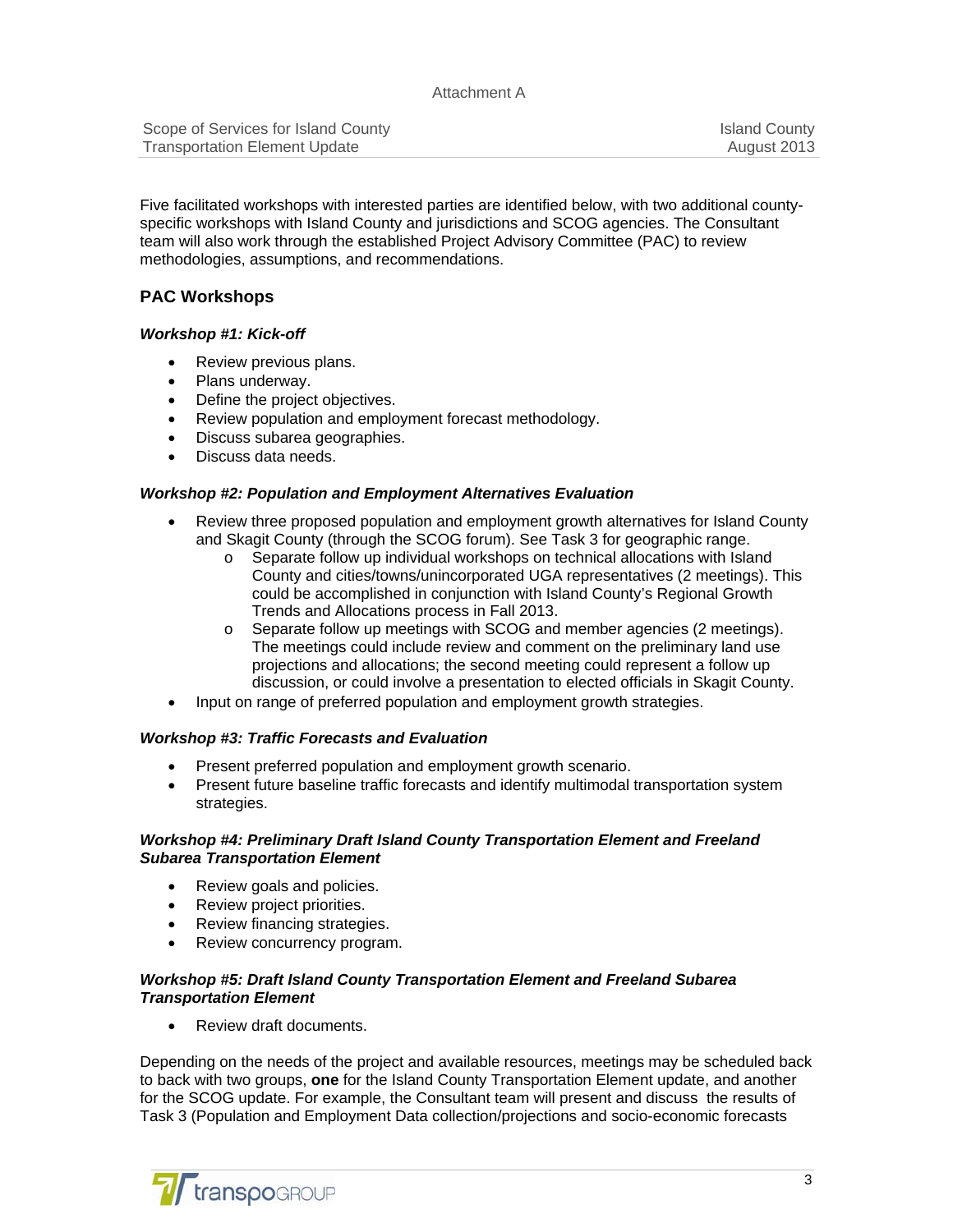Five facilitated workshops with interested parties are identified below, with two additional county-specific workshops with Island County and jurisdictions and SCOG agencies. The Consultant team will also work through the established Project Advisory Committee (PAC) to review methodologies, assumptions, and recommendations.

## PAC Workshops

### *Workshop #1: Kick-off*

- Review previous plans.
- Plans underway.
- Define the project objectives.
- Review population and employment forecast methodology.
- Discuss subarea geographies.
- Discuss data needs.

### *Workshop #2: Population and Employment Alternatives Evaluation*

- Review three proposed population and employment growth alternatives for Island County and Skagit County (through the SCOG forum). See Task 3 for geographic range.
  - Separate follow up individual workshops on technical allocations with Island County and cities/towns/unincorporated UGA representatives (2 meetings). This could be accomplished in conjunction with Island County's Regional Growth Trends and Allocations process in Fall 2013.
  - Separate follow up meetings with SCOG and member agencies (2 meetings). The meetings could include review and comment on the preliminary land use projections and allocations; the second meeting could represent a follow up discussion, or could involve a presentation to elected officials in Skagit County.
- Input on range of preferred population and employment growth strategies.

### *Workshop #3: Traffic Forecasts and Evaluation*

- Present preferred population and employment growth scenario.
- Present future baseline traffic forecasts and identify multimodal transportation system strategies.

### *Workshop #4: Preliminary Draft Island County Transportation Element and Freeland Subarea Transportation Element*

- Review goals and policies.
- Review project priorities.
- Review financing strategies.
- Review concurrency program.

### *Workshop #5: Draft Island County Transportation Element and Freeland Subarea Transportation Element*

- Review draft documents.

Depending on the needs of the project and available resources, meetings may be scheduled back to back with two groups, **one** for the Island County Transportation Element update, and another for the SCOG update. For example, the Consultant team will present and discuss the results of Task 3 (Population and Employment Data collection/projections and socio-economic forecasts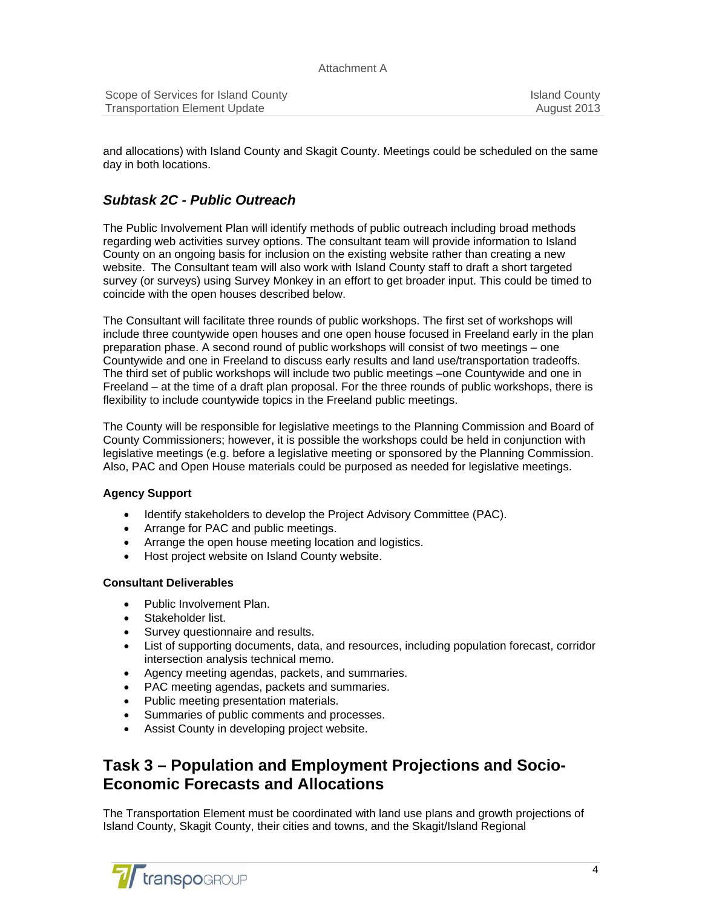and allocations) with Island County and Skagit County. Meetings could be scheduled on the same day in both locations.

### *Subtask 2C - Public Outreach*

The Public Involvement Plan will identify methods of public outreach including broad methods regarding web activities survey options. The consultant team will provide information to Island County on an ongoing basis for inclusion on the existing website rather than creating a new website. The Consultant team will also work with Island County staff to draft a short targeted survey (or surveys) using Survey Monkey in an effort to get broader input. This could be timed to coincide with the open houses described below.

The Consultant will facilitate three rounds of public workshops. The first set of workshops will include three countywide open houses and one open house focused in Freeland early in the plan preparation phase. A second round of public workshops will consist of two meetings – one Countywide and one in Freeland to discuss early results and land use/transportation tradeoffs. The third set of public workshops will include two public meetings –one Countywide and one in Freeland – at the time of a draft plan proposal. For the three rounds of public workshops, there is flexibility to include countywide topics in the Freeland public meetings.

The County will be responsible for legislative meetings to the Planning Commission and Board of County Commissioners; however, it is possible the workshops could be held in conjunction with legislative meetings (e.g. before a legislative meeting or sponsored by the Planning Commission. Also, PAC and Open House materials could be purposed as needed for legislative meetings.

**Agency Support**

- Identify stakeholders to develop the Project Advisory Committee (PAC).
- Arrange for PAC and public meetings.
- Arrange the open house meeting location and logistics.
- Host project website on Island County website.

**Consultant Deliverables**

- Public Involvement Plan.
- Stakeholder list.
- Survey questionnaire and results.
- List of supporting documents, data, and resources, including population forecast, corridor intersection analysis technical memo.
- Agency meeting agendas, packets, and summaries.
- PAC meeting agendas, packets and summaries.
- Public meeting presentation materials.
- Summaries of public comments and processes.
- Assist County in developing project website.

## Task 3 – Population and Employment Projections and Socio-Economic Forecasts and Allocations

The Transportation Element must be coordinated with land use plans and growth projections of Island County, Skagit County, their cities and towns, and the Skagit/Island Regional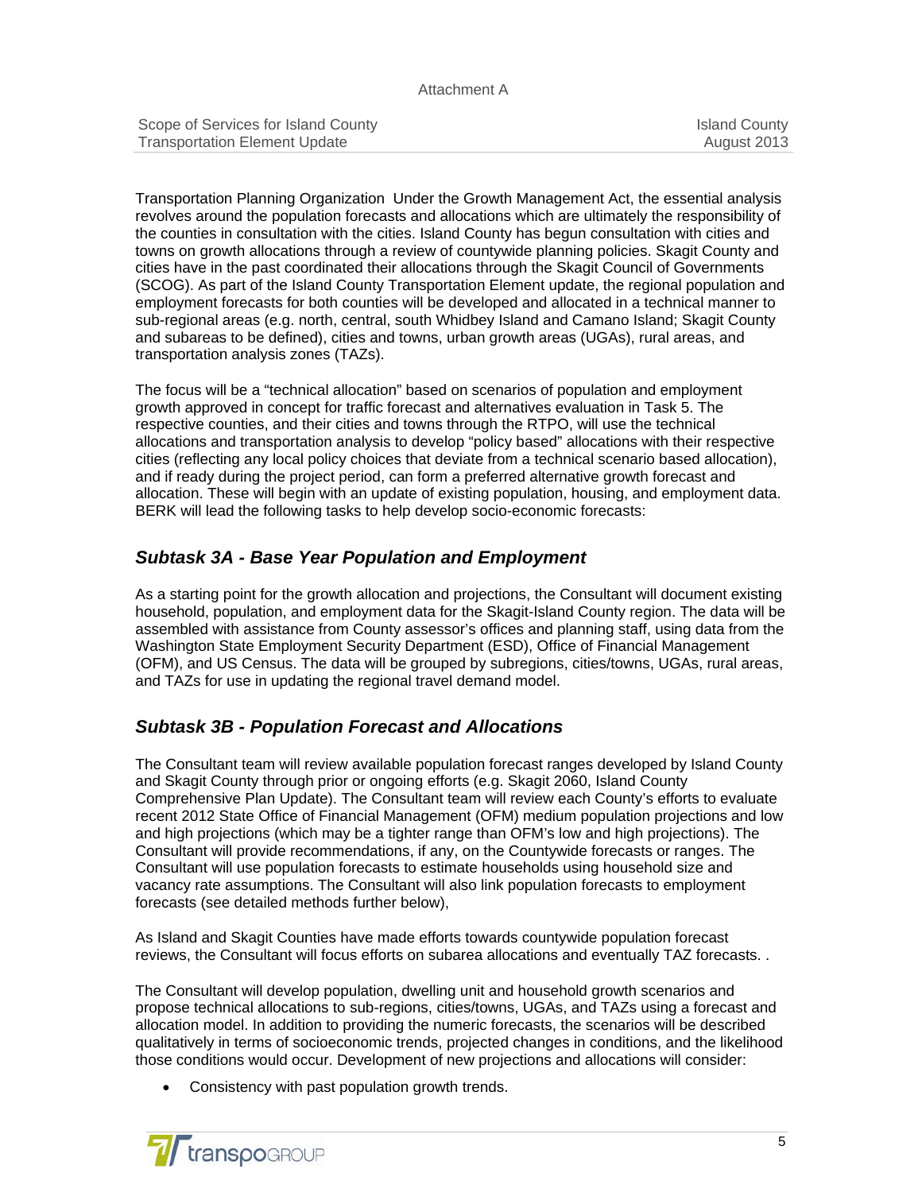Transportation Planning Organization Under the Growth Management Act, the essential analysis revolves around the population forecasts and allocations which are ultimately the responsibility of the counties in consultation with the cities. Island County has begun consultation with cities and towns on growth allocations through a review of countywide planning policies. Skagit County and cities have in the past coordinated their allocations through the Skagit Council of Governments (SCOG). As part of the Island County Transportation Element update, the regional population and employment forecasts for both counties will be developed and allocated in a technical manner to sub-regional areas (e.g. north, central, south Whidbey Island and Camano Island; Skagit County and subareas to be defined), cities and towns, urban growth areas (UGAs), rural areas, and transportation analysis zones (TAZs).

The focus will be a "technical allocation" based on scenarios of population and employment growth approved in concept for traffic forecast and alternatives evaluation in Task 5. The respective counties, and their cities and towns through the RTPO, will use the technical allocations and transportation analysis to develop "policy based" allocations with their respective cities (reflecting any local policy choices that deviate from a technical scenario based allocation), and if ready during the project period, can form a preferred alternative growth forecast and allocation. These will begin with an update of existing population, housing, and employment data. BERK will lead the following tasks to help develop socio-economic forecasts:

## *Subtask 3A - Base Year Population and Employment*

As a starting point for the growth allocation and projections, the Consultant will document existing household, population, and employment data for the Skagit-Island County region. The data will be assembled with assistance from County assessor's offices and planning staff, using data from the Washington State Employment Security Department (ESD), Office of Financial Management (OFM), and US Census. The data will be grouped by subregions, cities/towns, UGAs, rural areas, and TAZs for use in updating the regional travel demand model.

## *Subtask 3B - Population Forecast and Allocations*

The Consultant team will review available population forecast ranges developed by Island County and Skagit County through prior or ongoing efforts (e.g. Skagit 2060, Island County Comprehensive Plan Update). The Consultant team will review each County's efforts to evaluate recent 2012 State Office of Financial Management (OFM) medium population projections and low and high projections (which may be a tighter range than OFM's low and high projections). The Consultant will provide recommendations, if any, on the Countywide forecasts or ranges. The Consultant will use population forecasts to estimate households using household size and vacancy rate assumptions. The Consultant will also link population forecasts to employment forecasts (see detailed methods further below),

As Island and Skagit Counties have made efforts towards countywide population forecast reviews, the Consultant will focus efforts on subarea allocations and eventually TAZ forecasts. .

The Consultant will develop population, dwelling unit and household growth scenarios and propose technical allocations to sub-regions, cities/towns, UGAs, and TAZs using a forecast and allocation model. In addition to providing the numeric forecasts, the scenarios will be described qualitatively in terms of socioeconomic trends, projected changes in conditions, and the likelihood those conditions would occur. Development of new projections and allocations will consider:

- Consistency with past population growth trends.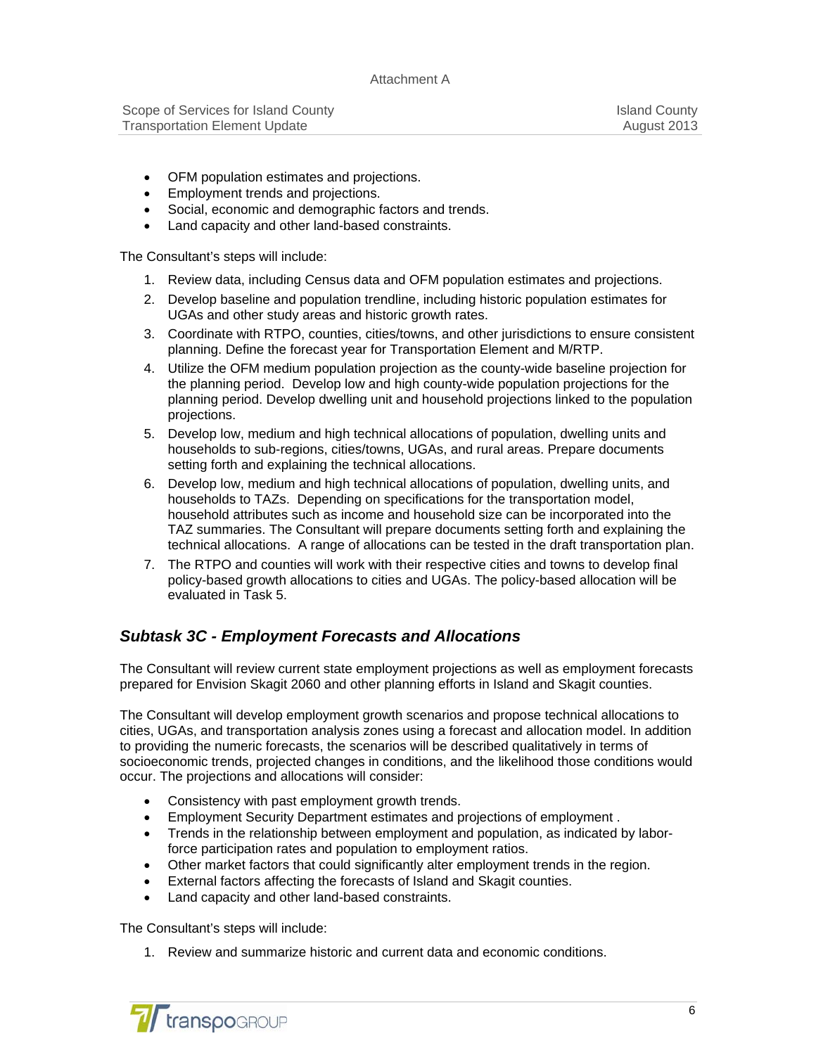- OFM population estimates and projections.
- Employment trends and projections.
- Social, economic and demographic factors and trends.
- Land capacity and other land-based constraints.

The Consultant's steps will include:

1. Review data, including Census data and OFM population estimates and projections.
2. Develop baseline and population trendline, including historic population estimates for UGAs and other study areas and historic growth rates.
3. Coordinate with RTPO, counties, cities/towns, and other jurisdictions to ensure consistent planning. Define the forecast year for Transportation Element and M/RTP.
4. Utilize the OFM medium population projection as the county-wide baseline projection for the planning period. Develop low and high county-wide population projections for the planning period. Develop dwelling unit and household projections linked to the population projections.
5. Develop low, medium and high technical allocations of population, dwelling units and households to sub-regions, cities/towns, UGAs, and rural areas. Prepare documents setting forth and explaining the technical allocations.
6. Develop low, medium and high technical allocations of population, dwelling units, and households to TAZs. Depending on specifications for the transportation model, household attributes such as income and household size can be incorporated into the TAZ summaries. The Consultant will prepare documents setting forth and explaining the technical allocations. A range of allocations can be tested in the draft transportation plan.
7. The RTPO and counties will work with their respective cities and towns to develop final policy-based growth allocations to cities and UGAs. The policy-based allocation will be evaluated in Task 5.

### *Subtask 3C - Employment Forecasts and Allocations*

The Consultant will review current state employment projections as well as employment forecasts prepared for Envision Skagit 2060 and other planning efforts in Island and Skagit counties.

The Consultant will develop employment growth scenarios and propose technical allocations to cities, UGAs, and transportation analysis zones using a forecast and allocation model. In addition to providing the numeric forecasts, the scenarios will be described qualitatively in terms of socioeconomic trends, projected changes in conditions, and the likelihood those conditions would occur. The projections and allocations will consider:

- Consistency with past employment growth trends.
- Employment Security Department estimates and projections of employment .
- Trends in the relationship between employment and population, as indicated by labor-force participation rates and population to employment ratios.
- Other market factors that could significantly alter employment trends in the region.
- External factors affecting the forecasts of Island and Skagit counties.
- Land capacity and other land-based constraints.

The Consultant's steps will include:

1. Review and summarize historic and current data and economic conditions.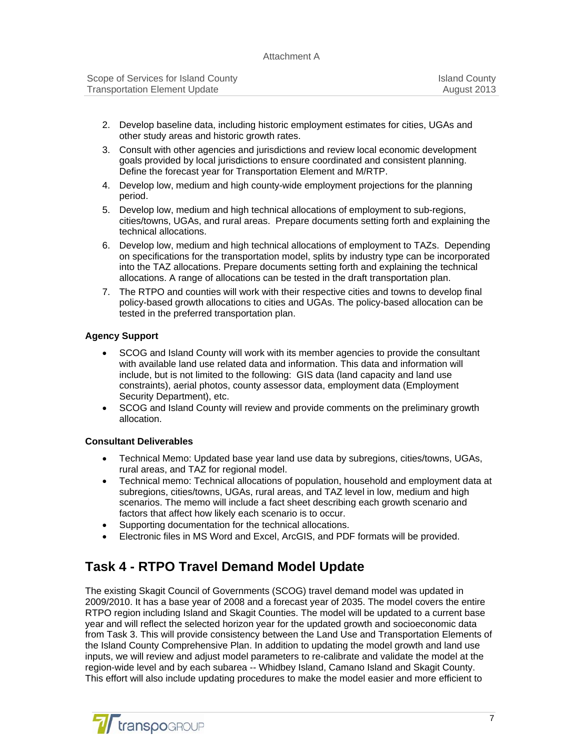2. Develop baseline data, including historic employment estimates for cities, UGAs and other study areas and historic growth rates.
3. Consult with other agencies and jurisdictions and review local economic development goals provided by local jurisdictions to ensure coordinated and consistent planning. Define the forecast year for Transportation Element and M/RTP.
4. Develop low, medium and high county-wide employment projections for the planning period.
5. Develop low, medium and high technical allocations of employment to sub-regions, cities/towns, UGAs, and rural areas. Prepare documents setting forth and explaining the technical allocations.
6. Develop low, medium and high technical allocations of employment to TAZs. Depending on specifications for the transportation model, splits by industry type can be incorporated into the TAZ allocations. Prepare documents setting forth and explaining the technical allocations. A range of allocations can be tested in the draft transportation plan.
7. The RTPO and counties will work with their respective cities and towns to develop final policy-based growth allocations to cities and UGAs. The policy-based allocation can be tested in the preferred transportation plan.

**Agency Support**

- SCOG and Island County will work with its member agencies to provide the consultant with available land use related data and information. This data and information will include, but is not limited to the following: GIS data (land capacity and land use constraints), aerial photos, county assessor data, employment data (Employment Security Department), etc.
- SCOG and Island County will review and provide comments on the preliminary growth allocation.

**Consultant Deliverables**

- Technical Memo: Updated base year land use data by subregions, cities/towns, UGAs, rural areas, and TAZ for regional model.
- Technical memo: Technical allocations of population, household and employment data at subregions, cities/towns, UGAs, rural areas, and TAZ level in low, medium and high scenarios. The memo will include a fact sheet describing each growth scenario and factors that affect how likely each scenario is to occur.
- Supporting documentation for the technical allocations.
- Electronic files in MS Word and Excel, ArcGIS, and PDF formats will be provided.

## Task 4 - RTPO Travel Demand Model Update

The existing Skagit Council of Governments (SCOG) travel demand model was updated in 2009/2010. It has a base year of 2008 and a forecast year of 2035. The model covers the entire RTPO region including Island and Skagit Counties. The model will be updated to a current base year and will reflect the selected horizon year for the updated growth and socioeconomic data from Task 3. This will provide consistency between the Land Use and Transportation Elements of the Island County Comprehensive Plan. In addition to updating the model growth and land use inputs, we will review and adjust model parameters to re-calibrate and validate the model at the region-wide level and by each subarea -- Whidbey Island, Camano Island and Skagit County. This effort will also include updating procedures to make the model easier and more efficient to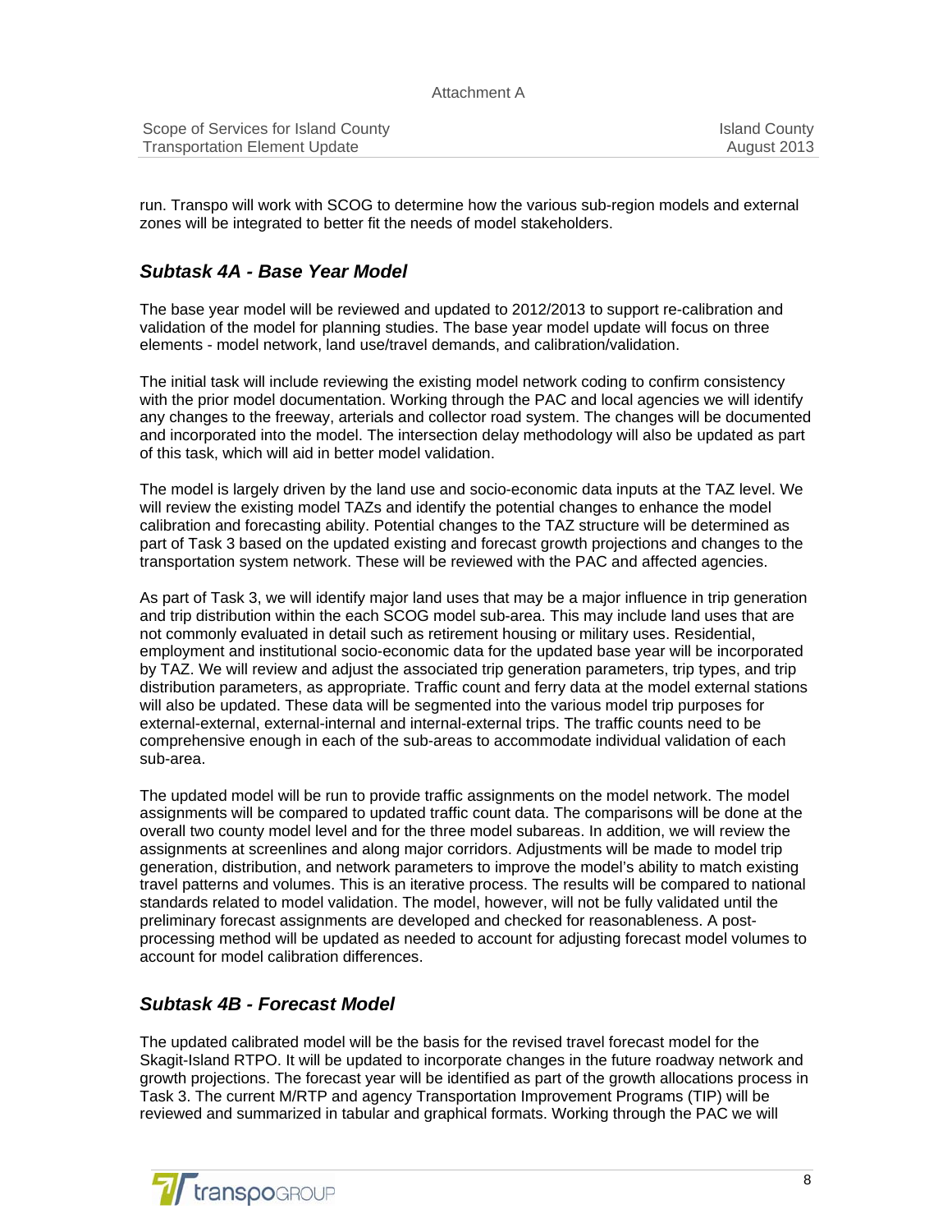run. Transpo will work with SCOG to determine how the various sub-region models and external zones will be integrated to better fit the needs of model stakeholders.

## *Subtask 4A - Base Year Model*

The base year model will be reviewed and updated to 2012/2013 to support re-calibration and validation of the model for planning studies. The base year model update will focus on three elements - model network, land use/travel demands, and calibration/validation.

The initial task will include reviewing the existing model network coding to confirm consistency with the prior model documentation. Working through the PAC and local agencies we will identify any changes to the freeway, arterials and collector road system. The changes will be documented and incorporated into the model. The intersection delay methodology will also be updated as part of this task, which will aid in better model validation.

The model is largely driven by the land use and socio-economic data inputs at the TAZ level. We will review the existing model TAZs and identify the potential changes to enhance the model calibration and forecasting ability. Potential changes to the TAZ structure will be determined as part of Task 3 based on the updated existing and forecast growth projections and changes to the transportation system network. These will be reviewed with the PAC and affected agencies.

As part of Task 3, we will identify major land uses that may be a major influence in trip generation and trip distribution within the each SCOG model sub-area. This may include land uses that are not commonly evaluated in detail such as retirement housing or military uses. Residential, employment and institutional socio-economic data for the updated base year will be incorporated by TAZ. We will review and adjust the associated trip generation parameters, trip types, and trip distribution parameters, as appropriate. Traffic count and ferry data at the model external stations will also be updated. These data will be segmented into the various model trip purposes for external-external, external-internal and internal-external trips. The traffic counts need to be comprehensive enough in each of the sub-areas to accommodate individual validation of each sub-area.

The updated model will be run to provide traffic assignments on the model network. The model assignments will be compared to updated traffic count data. The comparisons will be done at the overall two county model level and for the three model subareas. In addition, we will review the assignments at screenlines and along major corridors. Adjustments will be made to model trip generation, distribution, and network parameters to improve the model's ability to match existing travel patterns and volumes. This is an iterative process. The results will be compared to national standards related to model validation. The model, however, will not be fully validated until the preliminary forecast assignments are developed and checked for reasonableness. A post-processing method will be updated as needed to account for adjusting forecast model volumes to account for model calibration differences.

## *Subtask 4B - Forecast Model*

The updated calibrated model will be the basis for the revised travel forecast model for the Skagit-Island RTPO. It will be updated to incorporate changes in the future roadway network and growth projections. The forecast year will be identified as part of the growth allocations process in Task 3. The current M/RTP and agency Transportation Improvement Programs (TIP) will be reviewed and summarized in tabular and graphical formats. Working through the PAC we will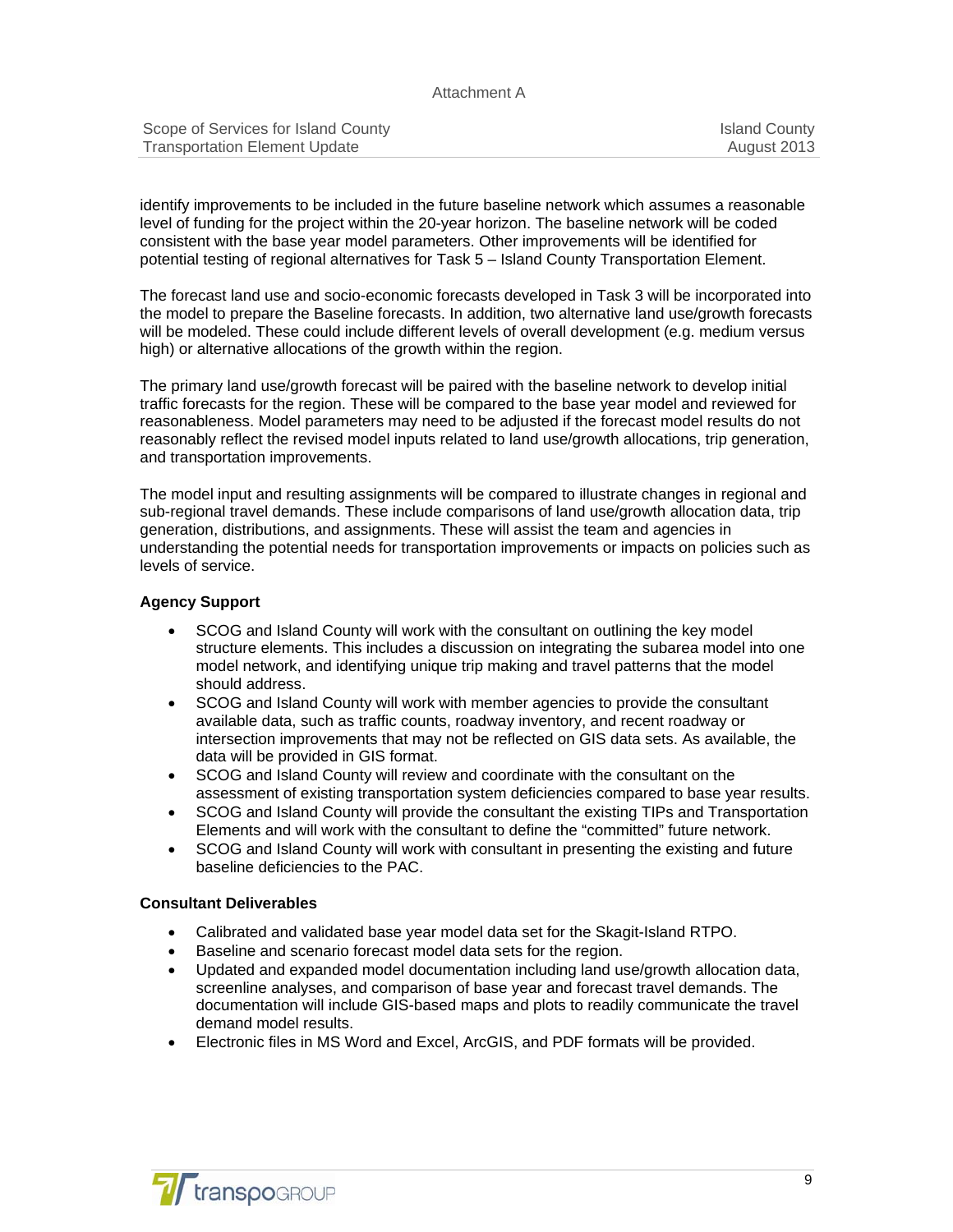identify improvements to be included in the future baseline network which assumes a reasonable level of funding for the project within the 20-year horizon. The baseline network will be coded consistent with the base year model parameters. Other improvements will be identified for potential testing of regional alternatives for Task 5 – Island County Transportation Element.

The forecast land use and socio-economic forecasts developed in Task 3 will be incorporated into the model to prepare the Baseline forecasts. In addition, two alternative land use/growth forecasts will be modeled. These could include different levels of overall development (e.g. medium versus high) or alternative allocations of the growth within the region.

The primary land use/growth forecast will be paired with the baseline network to develop initial traffic forecasts for the region. These will be compared to the base year model and reviewed for reasonableness. Model parameters may need to be adjusted if the forecast model results do not reasonably reflect the revised model inputs related to land use/growth allocations, trip generation, and transportation improvements.

The model input and resulting assignments will be compared to illustrate changes in regional and sub-regional travel demands. These include comparisons of land use/growth allocation data, trip generation, distributions, and assignments. These will assist the team and agencies in understanding the potential needs for transportation improvements or impacts on policies such as levels of service.

**Agency Support**

- SCOG and Island County will work with the consultant on outlining the key model structure elements. This includes a discussion on integrating the subarea model into one model network, and identifying unique trip making and travel patterns that the model should address.
- SCOG and Island County will work with member agencies to provide the consultant available data, such as traffic counts, roadway inventory, and recent roadway or intersection improvements that may not be reflected on GIS data sets. As available, the data will be provided in GIS format.
- SCOG and Island County will review and coordinate with the consultant on the assessment of existing transportation system deficiencies compared to base year results.
- SCOG and Island County will provide the consultant the existing TIPs and Transportation Elements and will work with the consultant to define the "committed" future network.
- SCOG and Island County will work with consultant in presenting the existing and future baseline deficiencies to the PAC.

**Consultant Deliverables**

- Calibrated and validated base year model data set for the Skagit-Island RTPO.
- Baseline and scenario forecast model data sets for the region.
- Updated and expanded model documentation including land use/growth allocation data, screenline analyses, and comparison of base year and forecast travel demands. The documentation will include GIS-based maps and plots to readily communicate the travel demand model results.
- Electronic files in MS Word and Excel, ArcGIS, and PDF formats will be provided.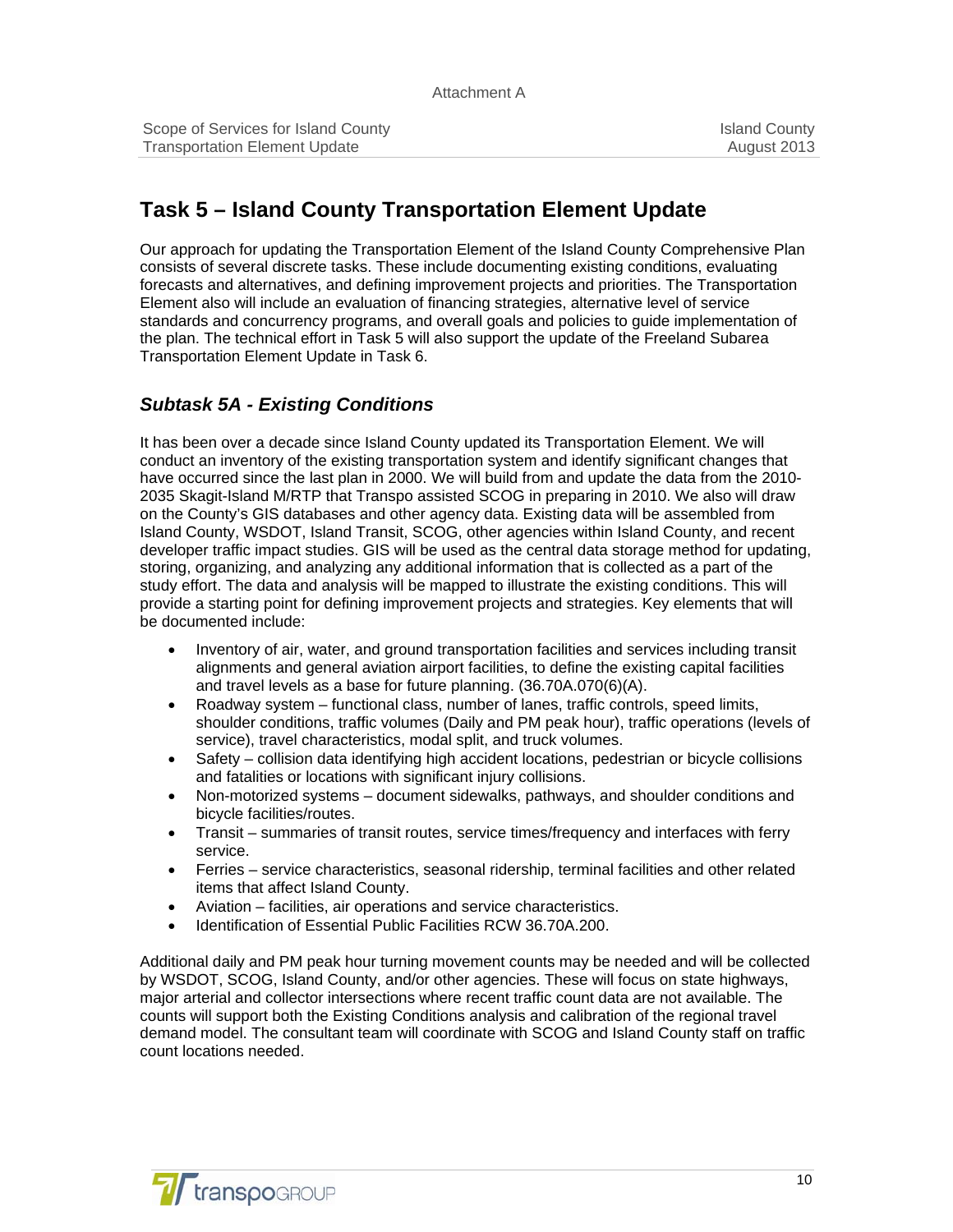## Task 5 – Island County Transportation Element Update

Our approach for updating the Transportation Element of the Island County Comprehensive Plan consists of several discrete tasks. These include documenting existing conditions, evaluating forecasts and alternatives, and defining improvement projects and priorities. The Transportation Element also will include an evaluation of financing strategies, alternative level of service standards and concurrency programs, and overall goals and policies to guide implementation of the plan. The technical effort in Task 5 will also support the update of the Freeland Subarea Transportation Element Update in Task 6.

### *Subtask 5A - Existing Conditions*

It has been over a decade since Island County updated its Transportation Element. We will conduct an inventory of the existing transportation system and identify significant changes that have occurred since the last plan in 2000. We will build from and update the data from the 2010-2035 Skagit-Island M/RTP that Transpo assisted SCOG in preparing in 2010. We also will draw on the County's GIS databases and other agency data. Existing data will be assembled from Island County, WSDOT, Island Transit, SCOG, other agencies within Island County, and recent developer traffic impact studies. GIS will be used as the central data storage method for updating, storing, organizing, and analyzing any additional information that is collected as a part of the study effort. The data and analysis will be mapped to illustrate the existing conditions. This will provide a starting point for defining improvement projects and strategies. Key elements that will be documented include:

- Inventory of air, water, and ground transportation facilities and services including transit alignments and general aviation airport facilities, to define the existing capital facilities and travel levels as a base for future planning. (36.70A.070(6)(A).
- Roadway system – functional class, number of lanes, traffic controls, speed limits, shoulder conditions, traffic volumes (Daily and PM peak hour), traffic operations (levels of service), travel characteristics, modal split, and truck volumes.
- Safety – collision data identifying high accident locations, pedestrian or bicycle collisions and fatalities or locations with significant injury collisions.
- Non-motorized systems – document sidewalks, pathways, and shoulder conditions and bicycle facilities/routes.
- Transit – summaries of transit routes, service times/frequency and interfaces with ferry service.
- Ferries – service characteristics, seasonal ridership, terminal facilities and other related items that affect Island County.
- Aviation – facilities, air operations and service characteristics.
- Identification of Essential Public Facilities RCW 36.70A.200.

Additional daily and PM peak hour turning movement counts may be needed and will be collected by WSDOT, SCOG, Island County, and/or other agencies. These will focus on state highways, major arterial and collector intersections where recent traffic count data are not available. The counts will support both the Existing Conditions analysis and calibration of the regional travel demand model. The consultant team will coordinate with SCOG and Island County staff on traffic count locations needed.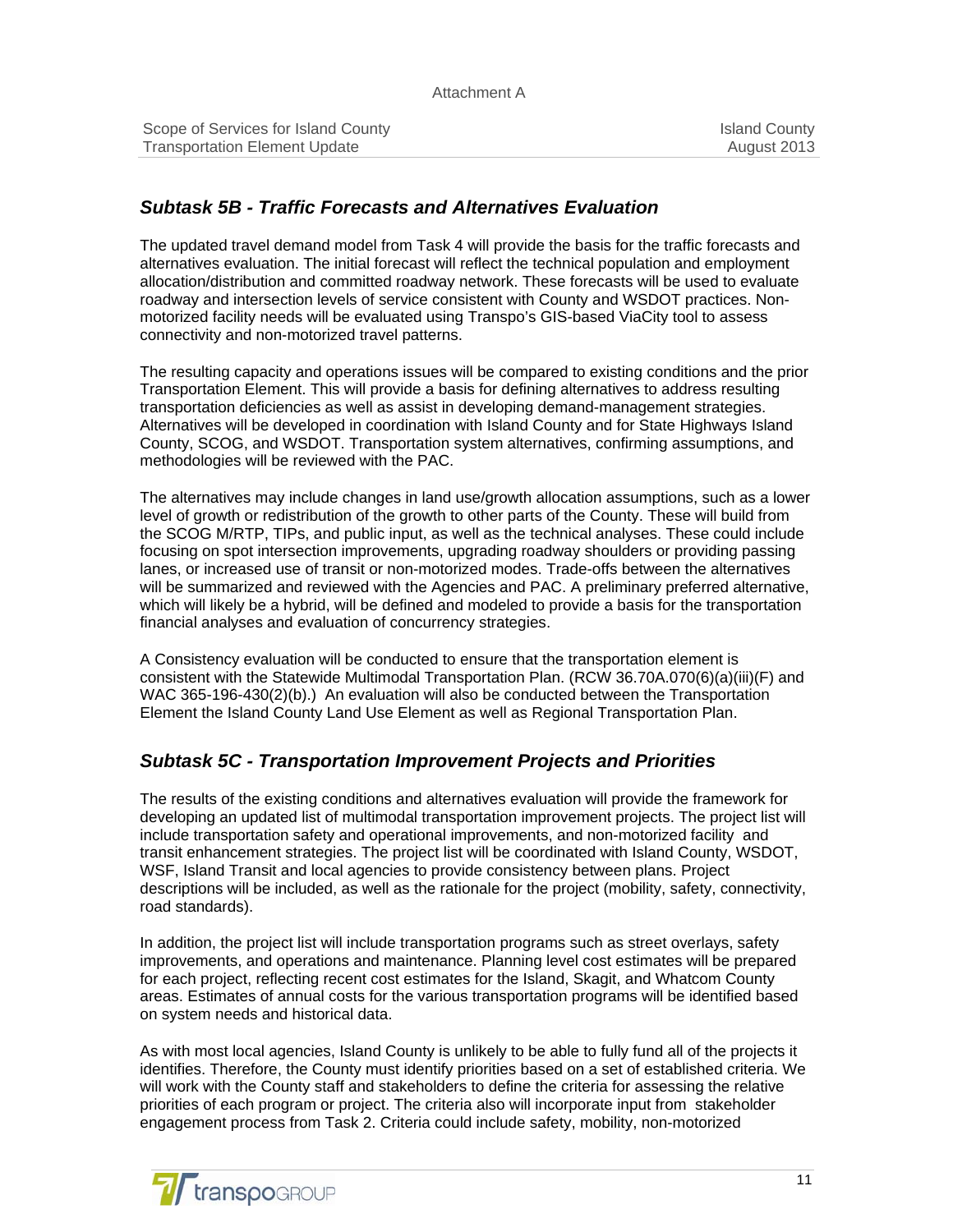### *Subtask 5B - Traffic Forecasts and Alternatives Evaluation*

The updated travel demand model from Task 4 will provide the basis for the traffic forecasts and alternatives evaluation. The initial forecast will reflect the technical population and employment allocation/distribution and committed roadway network. These forecasts will be used to evaluate roadway and intersection levels of service consistent with County and WSDOT practices. Non-motorized facility needs will be evaluated using Transpo's GIS-based ViaCity tool to assess connectivity and non-motorized travel patterns.

The resulting capacity and operations issues will be compared to existing conditions and the prior Transportation Element. This will provide a basis for defining alternatives to address resulting transportation deficiencies as well as assist in developing demand-management strategies. Alternatives will be developed in coordination with Island County and for State Highways Island County, SCOG, and WSDOT. Transportation system alternatives, confirming assumptions, and methodologies will be reviewed with the PAC.

The alternatives may include changes in land use/growth allocation assumptions, such as a lower level of growth or redistribution of the growth to other parts of the County. These will build from the SCOG M/RTP, TIPs, and public input, as well as the technical analyses. These could include focusing on spot intersection improvements, upgrading roadway shoulders or providing passing lanes, or increased use of transit or non-motorized modes. Trade-offs between the alternatives will be summarized and reviewed with the Agencies and PAC. A preliminary preferred alternative, which will likely be a hybrid, will be defined and modeled to provide a basis for the transportation financial analyses and evaluation of concurrency strategies.

A Consistency evaluation will be conducted to ensure that the transportation element is consistent with the Statewide Multimodal Transportation Plan. (RCW 36.70A.070(6)(a)(iii)(F) and WAC 365-196-430(2)(b).) An evaluation will also be conducted between the Transportation Element the Island County Land Use Element as well as Regional Transportation Plan.

### *Subtask 5C - Transportation Improvement Projects and Priorities*

The results of the existing conditions and alternatives evaluation will provide the framework for developing an updated list of multimodal transportation improvement projects. The project list will include transportation safety and operational improvements, and non-motorized facility and transit enhancement strategies. The project list will be coordinated with Island County, WSDOT, WSF, Island Transit and local agencies to provide consistency between plans. Project descriptions will be included, as well as the rationale for the project (mobility, safety, connectivity, road standards).

In addition, the project list will include transportation programs such as street overlays, safety improvements, and operations and maintenance. Planning level cost estimates will be prepared for each project, reflecting recent cost estimates for the Island, Skagit, and Whatcom County areas. Estimates of annual costs for the various transportation programs will be identified based on system needs and historical data.

As with most local agencies, Island County is unlikely to be able to fully fund all of the projects it identifies. Therefore, the County must identify priorities based on a set of established criteria. We will work with the County staff and stakeholders to define the criteria for assessing the relative priorities of each program or project. The criteria also will incorporate input from stakeholder engagement process from Task 2. Criteria could include safety, mobility, non-motorized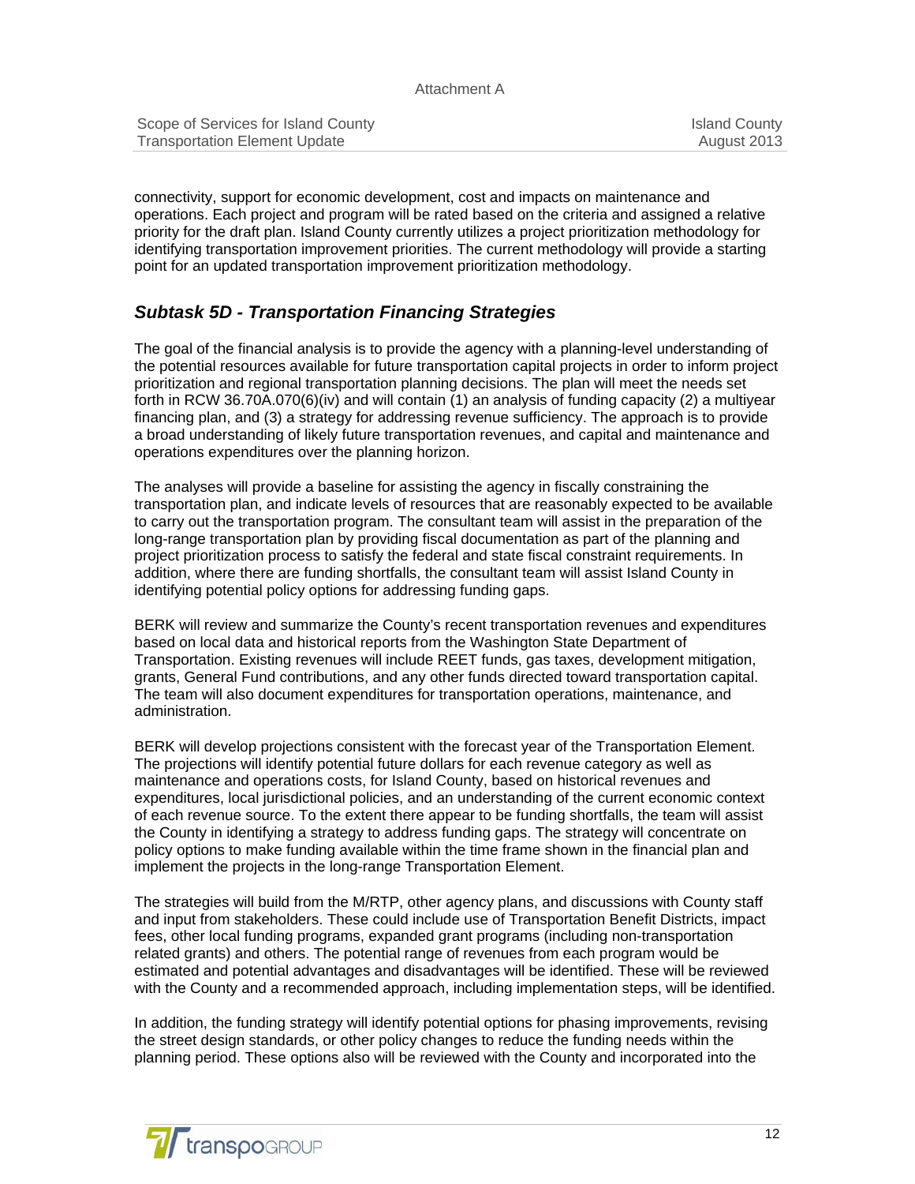connectivity, support for economic development, cost and impacts on maintenance and operations. Each project and program will be rated based on the criteria and assigned a relative priority for the draft plan. Island County currently utilizes a project prioritization methodology for identifying transportation improvement priorities. The current methodology will provide a starting point for an updated transportation improvement prioritization methodology.

## *Subtask 5D - Transportation Financing Strategies*

The goal of the financial analysis is to provide the agency with a planning-level understanding of the potential resources available for future transportation capital projects in order to inform project prioritization and regional transportation planning decisions. The plan will meet the needs set forth in RCW 36.70A.070(6)(iv) and will contain (1) an analysis of funding capacity (2) a multiyear financing plan, and (3) a strategy for addressing revenue sufficiency. The approach is to provide a broad understanding of likely future transportation revenues, and capital and maintenance and operations expenditures over the planning horizon.

The analyses will provide a baseline for assisting the agency in fiscally constraining the transportation plan, and indicate levels of resources that are reasonably expected to be available to carry out the transportation program. The consultant team will assist in the preparation of the long-range transportation plan by providing fiscal documentation as part of the planning and project prioritization process to satisfy the federal and state fiscal constraint requirements. In addition, where there are funding shortfalls, the consultant team will assist Island County in identifying potential policy options for addressing funding gaps.

BERK will review and summarize the County's recent transportation revenues and expenditures based on local data and historical reports from the Washington State Department of Transportation. Existing revenues will include REET funds, gas taxes, development mitigation, grants, General Fund contributions, and any other funds directed toward transportation capital. The team will also document expenditures for transportation operations, maintenance, and administration.

BERK will develop projections consistent with the forecast year of the Transportation Element. The projections will identify potential future dollars for each revenue category as well as maintenance and operations costs, for Island County, based on historical revenues and expenditures, local jurisdictional policies, and an understanding of the current economic context of each revenue source. To the extent there appear to be funding shortfalls, the team will assist the County in identifying a strategy to address funding gaps. The strategy will concentrate on policy options to make funding available within the time frame shown in the financial plan and implement the projects in the long-range Transportation Element.

The strategies will build from the M/RTP, other agency plans, and discussions with County staff and input from stakeholders. These could include use of Transportation Benefit Districts, impact fees, other local funding programs, expanded grant programs (including non-transportation related grants) and others. The potential range of revenues from each program would be estimated and potential advantages and disadvantages will be identified. These will be reviewed with the County and a recommended approach, including implementation steps, will be identified.

In addition, the funding strategy will identify potential options for phasing improvements, revising the street design standards, or other policy changes to reduce the funding needs within the planning period. These options also will be reviewed with the County and incorporated into the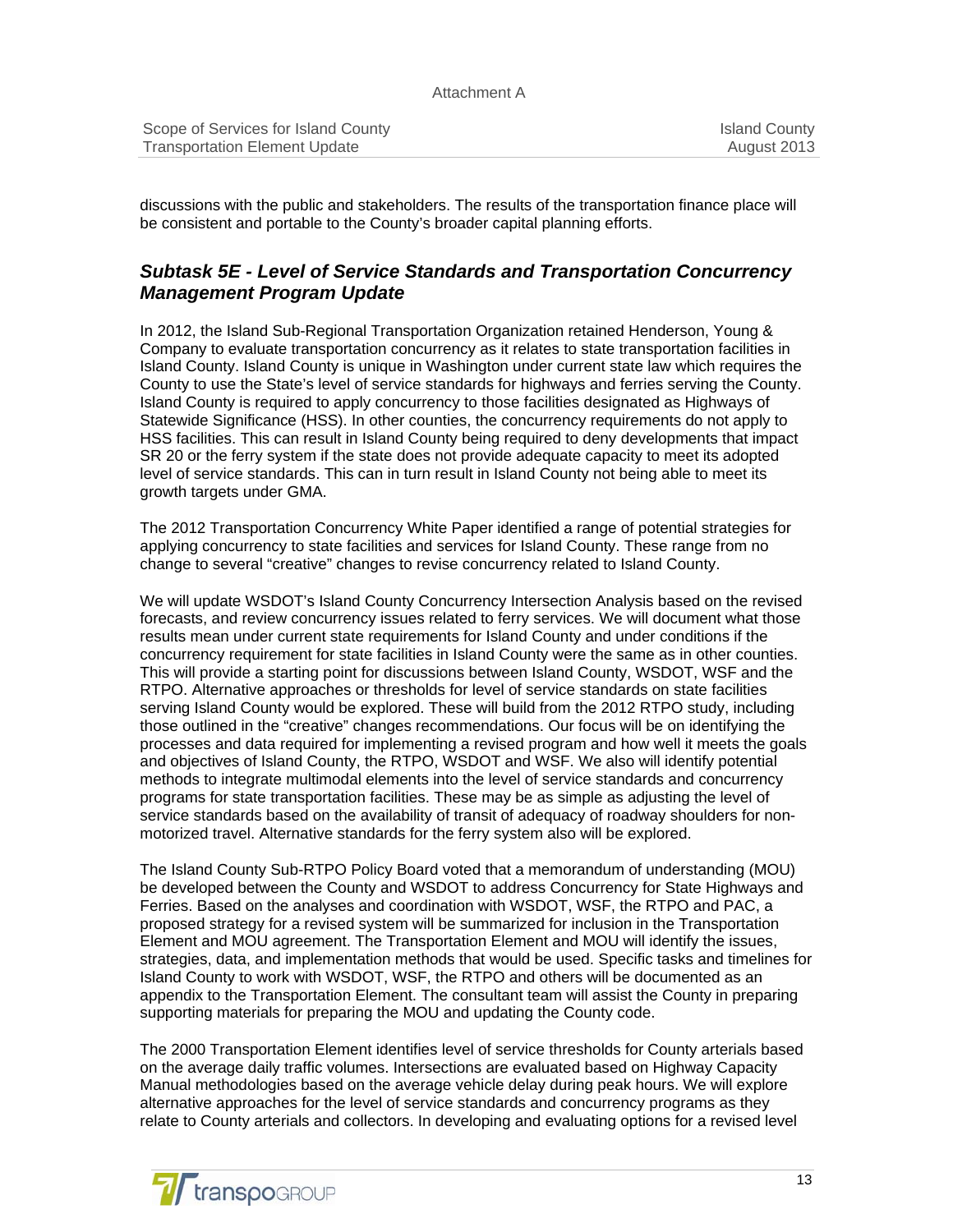discussions with the public and stakeholders. The results of the transportation finance place will be consistent and portable to the County's broader capital planning efforts.

### *Subtask 5E - Level of Service Standards and Transportation Concurrency Management Program Update*

In 2012, the Island Sub-Regional Transportation Organization retained Henderson, Young & Company to evaluate transportation concurrency as it relates to state transportation facilities in Island County. Island County is unique in Washington under current state law which requires the County to use the State's level of service standards for highways and ferries serving the County. Island County is required to apply concurrency to those facilities designated as Highways of Statewide Significance (HSS). In other counties, the concurrency requirements do not apply to HSS facilities. This can result in Island County being required to deny developments that impact SR 20 or the ferry system if the state does not provide adequate capacity to meet its adopted level of service standards. This can in turn result in Island County not being able to meet its growth targets under GMA.

The 2012 Transportation Concurrency White Paper identified a range of potential strategies for applying concurrency to state facilities and services for Island County. These range from no change to several "creative" changes to revise concurrency related to Island County.

We will update WSDOT's Island County Concurrency Intersection Analysis based on the revised forecasts, and review concurrency issues related to ferry services. We will document what those results mean under current state requirements for Island County and under conditions if the concurrency requirement for state facilities in Island County were the same as in other counties. This will provide a starting point for discussions between Island County, WSDOT, WSF and the RTPO. Alternative approaches or thresholds for level of service standards on state facilities serving Island County would be explored. These will build from the 2012 RTPO study, including those outlined in the "creative" changes recommendations. Our focus will be on identifying the processes and data required for implementing a revised program and how well it meets the goals and objectives of Island County, the RTPO, WSDOT and WSF. We also will identify potential methods to integrate multimodal elements into the level of service standards and concurrency programs for state transportation facilities. These may be as simple as adjusting the level of service standards based on the availability of transit of adequacy of roadway shoulders for non-motorized travel. Alternative standards for the ferry system also will be explored.

The Island County Sub-RTPO Policy Board voted that a memorandum of understanding (MOU) be developed between the County and WSDOT to address Concurrency for State Highways and Ferries. Based on the analyses and coordination with WSDOT, WSF, the RTPO and PAC, a proposed strategy for a revised system will be summarized for inclusion in the Transportation Element and MOU agreement. The Transportation Element and MOU will identify the issues, strategies, data, and implementation methods that would be used. Specific tasks and timelines for Island County to work with WSDOT, WSF, the RTPO and others will be documented as an appendix to the Transportation Element. The consultant team will assist the County in preparing supporting materials for preparing the MOU and updating the County code.

The 2000 Transportation Element identifies level of service thresholds for County arterials based on the average daily traffic volumes. Intersections are evaluated based on Highway Capacity Manual methodologies based on the average vehicle delay during peak hours. We will explore alternative approaches for the level of service standards and concurrency programs as they relate to County arterials and collectors. In developing and evaluating options for a revised level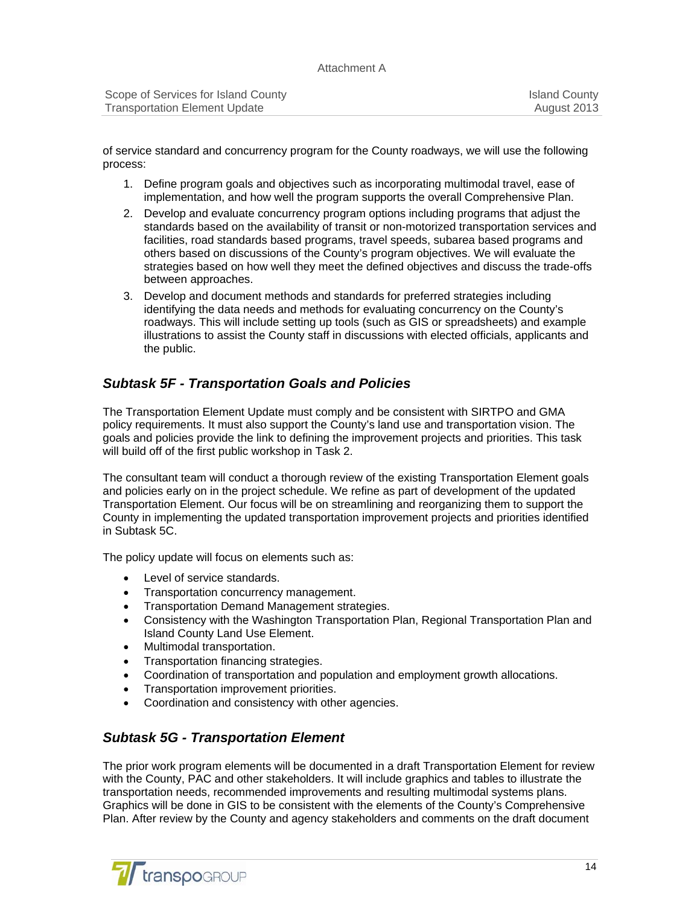of service standard and concurrency program for the County roadways, we will use the following process:

1. Define program goals and objectives such as incorporating multimodal travel, ease of implementation, and how well the program supports the overall Comprehensive Plan.
2. Develop and evaluate concurrency program options including programs that adjust the standards based on the availability of transit or non-motorized transportation services and facilities, road standards based programs, travel speeds, subarea based programs and others based on discussions of the County's program objectives. We will evaluate the strategies based on how well they meet the defined objectives and discuss the trade-offs between approaches.
3. Develop and document methods and standards for preferred strategies including identifying the data needs and methods for evaluating concurrency on the County's roadways. This will include setting up tools (such as GIS or spreadsheets) and example illustrations to assist the County staff in discussions with elected officials, applicants and the public.

## *Subtask 5F - Transportation Goals and Policies*

The Transportation Element Update must comply and be consistent with SIRTPO and GMA policy requirements. It must also support the County's land use and transportation vision. The goals and policies provide the link to defining the improvement projects and priorities. This task will build off of the first public workshop in Task 2.

The consultant team will conduct a thorough review of the existing Transportation Element goals and policies early on in the project schedule. We refine as part of development of the updated Transportation Element. Our focus will be on streamlining and reorganizing them to support the County in implementing the updated transportation improvement projects and priorities identified in Subtask 5C.

The policy update will focus on elements such as:

- Level of service standards.
- Transportation concurrency management.
- Transportation Demand Management strategies.
- Consistency with the Washington Transportation Plan, Regional Transportation Plan and Island County Land Use Element.
- Multimodal transportation.
- Transportation financing strategies.
- Coordination of transportation and population and employment growth allocations.
- Transportation improvement priorities.
- Coordination and consistency with other agencies.

## *Subtask 5G - Transportation Element*

The prior work program elements will be documented in a draft Transportation Element for review with the County, PAC and other stakeholders. It will include graphics and tables to illustrate the transportation needs, recommended improvements and resulting multimodal systems plans. Graphics will be done in GIS to be consistent with the elements of the County's Comprehensive Plan. After review by the County and agency stakeholders and comments on the draft document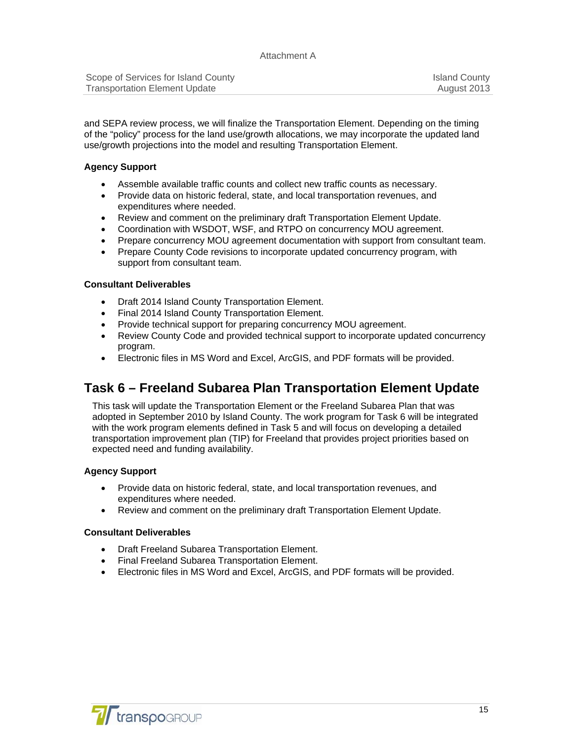and SEPA review process, we will finalize the Transportation Element. Depending on the timing of the "policy" process for the land use/growth allocations, we may incorporate the updated land use/growth projections into the model and resulting Transportation Element.

**Agency Support**

- Assemble available traffic counts and collect new traffic counts as necessary.
- Provide data on historic federal, state, and local transportation revenues, and expenditures where needed.
- Review and comment on the preliminary draft Transportation Element Update.
- Coordination with WSDOT, WSF, and RTPO on concurrency MOU agreement.
- Prepare concurrency MOU agreement documentation with support from consultant team.
- Prepare County Code revisions to incorporate updated concurrency program, with support from consultant team.

**Consultant Deliverables**

- Draft 2014 Island County Transportation Element.
- Final 2014 Island County Transportation Element.
- Provide technical support for preparing concurrency MOU agreement.
- Review County Code and provided technical support to incorporate updated concurrency program.
- Electronic files in MS Word and Excel, ArcGIS, and PDF formats will be provided.

## Task 6 – Freeland Subarea Plan Transportation Element Update

This task will update the Transportation Element or the Freeland Subarea Plan that was adopted in September 2010 by Island County. The work program for Task 6 will be integrated with the work program elements defined in Task 5 and will focus on developing a detailed transportation improvement plan (TIP) for Freeland that provides project priorities based on expected need and funding availability.

**Agency Support**

- Provide data on historic federal, state, and local transportation revenues, and expenditures where needed.
- Review and comment on the preliminary draft Transportation Element Update.

**Consultant Deliverables**

- Draft Freeland Subarea Transportation Element.
- Final Freeland Subarea Transportation Element.
- Electronic files in MS Word and Excel, ArcGIS, and PDF formats will be provided.